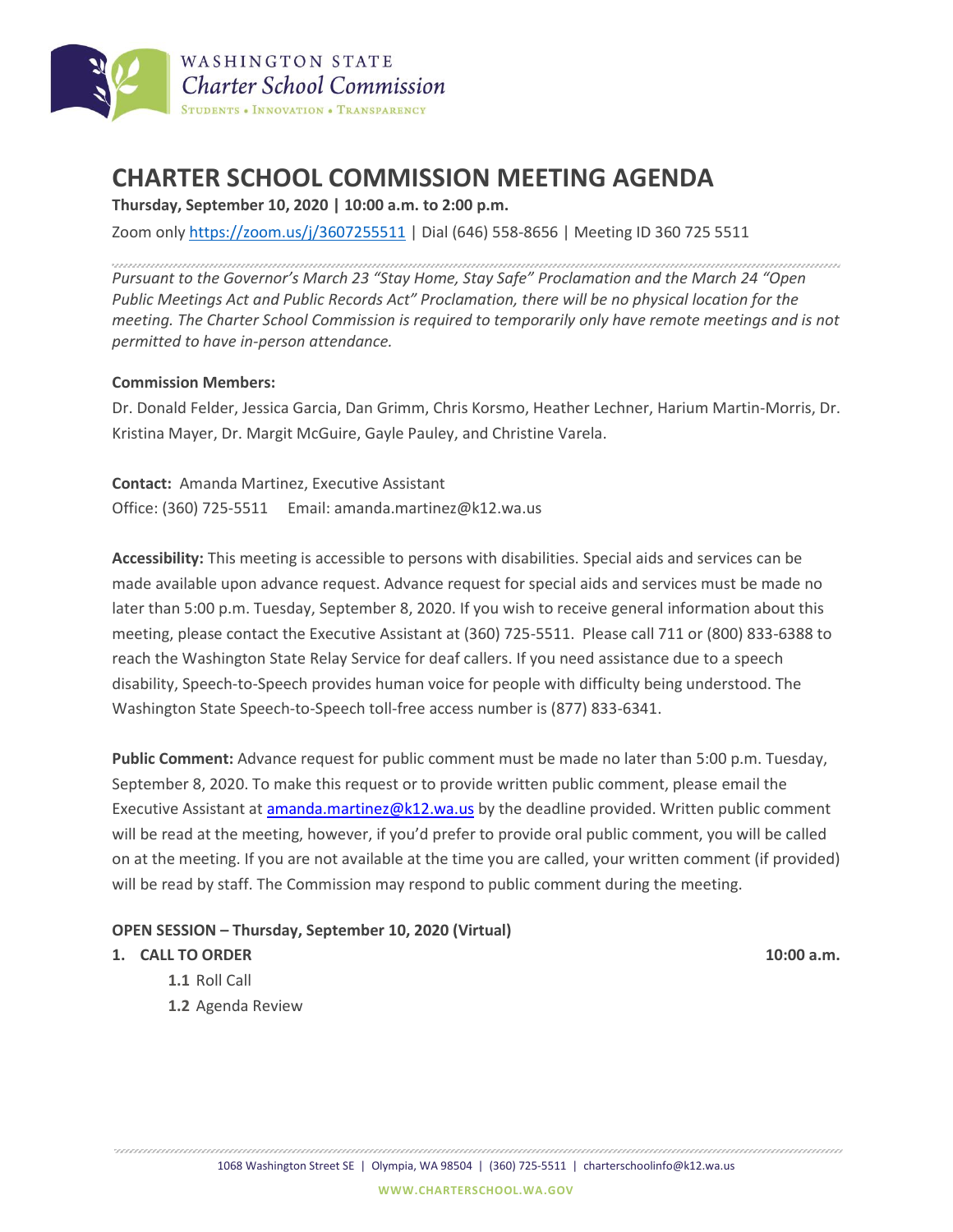WASHINGTON STATE
*Charter School Commission*
STUDENTS • INNOVATION • TRANSPARENCY

# CHARTER SCHOOL COMMISSION MEETING AGENDA

**Thursday, September 10, 2020 | 10:00 a.m. to 2:00 p.m.**

Zoom only https://zoom.us/j/3607255511 | Dial (646) 558-8656 | Meeting ID 360 725 5511

*Pursuant to the Governor's March 23 "Stay Home, Stay Safe" Proclamation and the March 24 "Open Public Meetings Act and Public Records Act" Proclamation, there will be no physical location for the meeting. The Charter School Commission is required to temporarily only have remote meetings and is not permitted to have in-person attendance.*

**Commission Members:**

Dr. Donald Felder, Jessica Garcia, Dan Grimm, Chris Korsmo, Heather Lechner, Harium Martin-Morris, Dr. Kristina Mayer, Dr. Margit McGuire, Gayle Pauley, and Christine Varela.

**Contact:** Amanda Martinez, Executive Assistant
Office: (360) 725-5511 Email: amanda.martinez@k12.wa.us

**Accessibility:** This meeting is accessible to persons with disabilities. Special aids and services can be made available upon advance request. Advance request for special aids and services must be made no later than 5:00 p.m. Tuesday, September 8, 2020. If you wish to receive general information about this meeting, please contact the Executive Assistant at (360) 725-5511. Please call 711 or (800) 833-6388 to reach the Washington State Relay Service for deaf callers. If you need assistance due to a speech disability, Speech-to-Speech provides human voice for people with difficulty being understood. The Washington State Speech-to-Speech toll-free access number is (877) 833-6341.

**Public Comment:** Advance request for public comment must be made no later than 5:00 p.m. Tuesday, September 8, 2020. To make this request or to provide written public comment, please email the Executive Assistant at amanda.martinez@k12.wa.us by the deadline provided. Written public comment will be read at the meeting, however, if you'd prefer to provide oral public comment, you will be called on at the meeting. If you are not available at the time you are called, your written comment (if provided) will be read by staff. The Commission may respond to public comment during the meeting.

**OPEN SESSION – Thursday, September 10, 2020 (Virtual)**

1. **CALL TO ORDER** **10:00 a.m.**
   - **1.1** Roll Call
   - **1.2** Agenda Review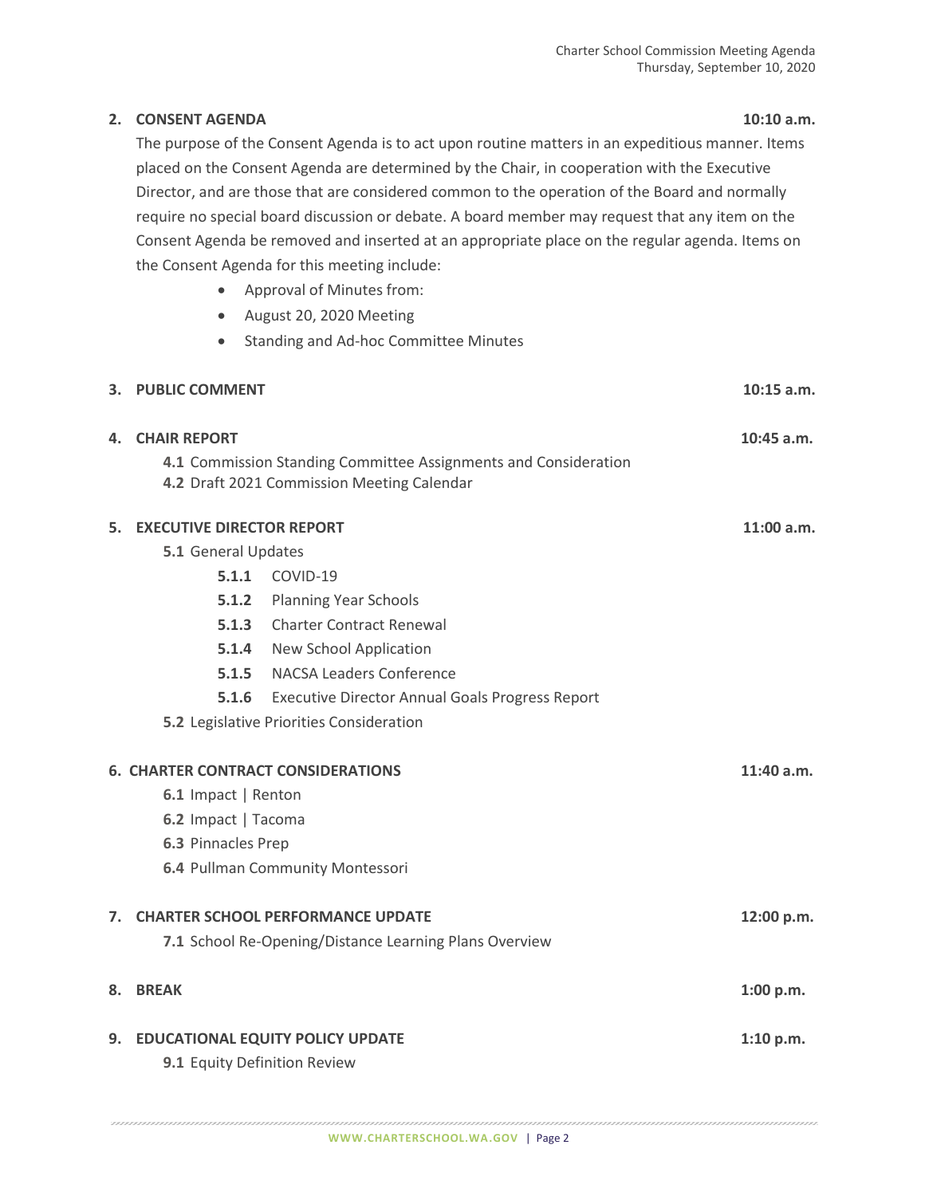## 2. CONSENT AGENDA — 10:10 a.m.

The purpose of the Consent Agenda is to act upon routine matters in an expeditious manner. Items placed on the Consent Agenda are determined by the Chair, in cooperation with the Executive Director, and are those that are considered common to the operation of the Board and normally require no special board discussion or debate. A board member may request that any item on the Consent Agenda be removed and inserted at an appropriate place on the regular agenda. Items on the Consent Agenda for this meeting include:

- Approval of Minutes from:
- August 20, 2020 Meeting
- Standing and Ad-hoc Committee Minutes

## 3. PUBLIC COMMENT — 10:15 a.m.

## 4. CHAIR REPORT — 10:45 a.m.

**4.1** Commission Standing Committee Assignments and Consideration
**4.2** Draft 2021 Commission Meeting Calendar

## 5. EXECUTIVE DIRECTOR REPORT — 11:00 a.m.

**5.1** General Updates

- **5.1.1** COVID-19
- **5.1.2** Planning Year Schools
- **5.1.3** Charter Contract Renewal
- **5.1.4** New School Application
- **5.1.5** NACSA Leaders Conference
- **5.1.6** Executive Director Annual Goals Progress Report

**5.2** Legislative Priorities Consideration

## 6. CHARTER CONTRACT CONSIDERATIONS — 11:40 a.m.

**6.1** Impact | Renton
**6.2** Impact | Tacoma
**6.3** Pinnacles Prep
**6.4** Pullman Community Montessori

## 7. CHARTER SCHOOL PERFORMANCE UPDATE — 12:00 p.m.

**7.1** School Re-Opening/Distance Learning Plans Overview

## 8. BREAK — 1:00 p.m.

## 9. EDUCATIONAL EQUITY POLICY UPDATE — 1:10 p.m.

**9.1** Equity Definition Review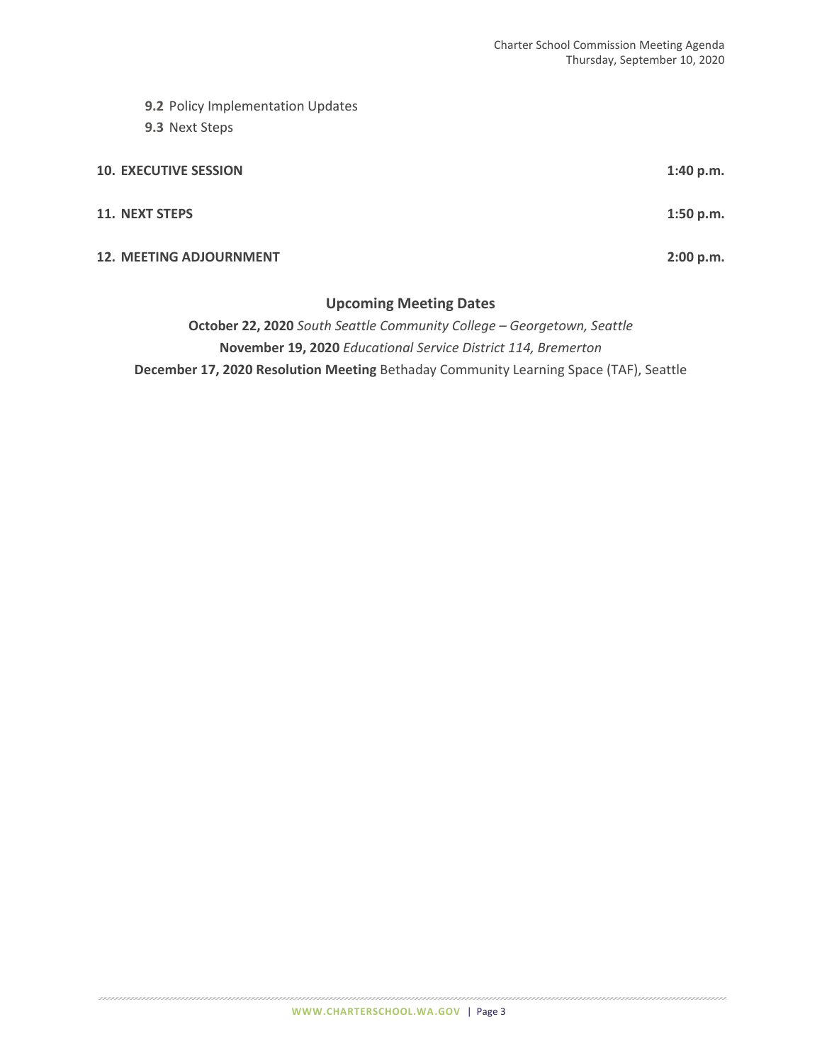**9.2** Policy Implementation Updates

**9.3** Next Steps

**10. EXECUTIVE SESSION** **1:40 p.m.**

**11. NEXT STEPS** **1:50 p.m.**

**12. MEETING ADJOURNMENT** **2:00 p.m.**

## Upcoming Meeting Dates

**October 22, 2020** *South Seattle Community College – Georgetown, Seattle*

**November 19, 2020** *Educational Service District 114, Bremerton*

**December 17, 2020 Resolution Meeting** Bethaday Community Learning Space (TAF), Seattle